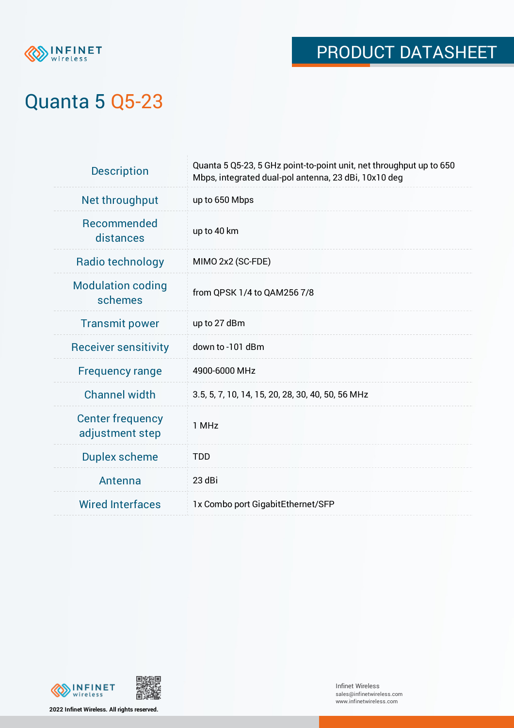PRODUCT DATASHEET

# Quanta 5 Q5-23

| | |
|---|---|
| Description | Quanta 5 Q5-23, 5 GHz point-to-point unit, net throughput up to 650 Mbps, integrated dual-pol antenna, 23 dBi, 10x10 deg |
| Net throughput | up to 650 Mbps |
| Recommended distances | up to 40 km |
| Radio technology | MIMO 2x2 (SC-FDE) |
| Modulation coding schemes | from QPSK 1/4 to QAM256 7/8 |
| Transmit power | up to 27 dBm |
| Receiver sensitivity | down to -101 dBm |
| Frequency range | 4900-6000 MHz |
| Channel width | 3.5, 5, 7, 10, 14, 15, 20, 28, 30, 40, 50, 56 MHz |
| Center frequency adjustment step | 1 MHz |
| Duplex scheme | TDD |
| Antenna | 23 dBi |
| Wired Interfaces | 1x Combo port GigabitEthernet/SFP |

2022 Infinet Wireless. All rights reserved.

Infinet Wireless
sales@infinetwireless.com
www.infinetwireless.com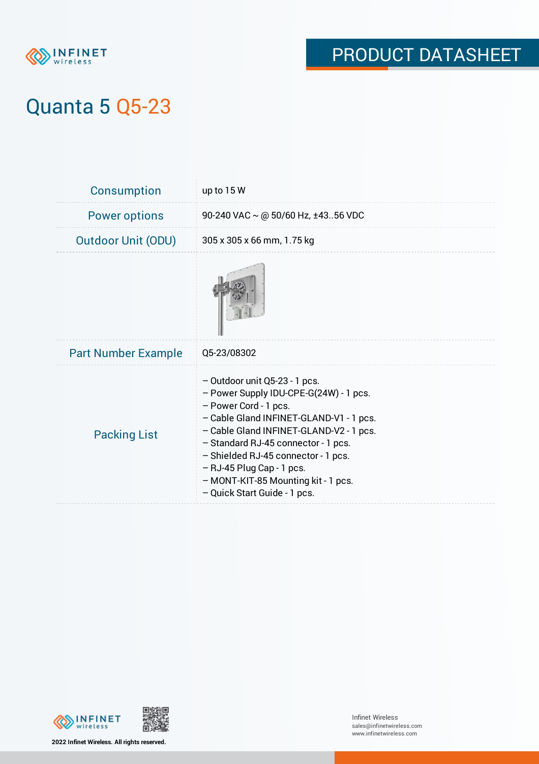# Quanta 5 Q5-23

| | |
|---|---|
| Consumption | up to 15 W |
| Power options | 90-240 VAC ~ @ 50/60 Hz, ±43..56 VDC |
| Outdoor Unit (ODU) | 305 x 305 x 66 mm, 1.75 kg |
| | |
| Part Number Example | Q5-23/08302 |
| Packing List | – Outdoor unit Q5-23 - 1 pcs.<br>– Power Supply IDU-CPE-G(24W) - 1 pcs.<br>– Power Cord - 1 pcs.<br>– Cable Gland INFINET-GLAND-V1 - 1 pcs.<br>– Cable Gland INFINET-GLAND-V2 - 1 pcs.<br>– Standard RJ-45 connector - 1 pcs.<br>– Shielded RJ-45 connector - 1 pcs.<br>– RJ-45 Plug Cap - 1 pcs.<br>– MONT-KIT-85 Mounting kit - 1 pcs.<br>– Quick Start Guide - 1 pcs. |

2022 Infinet Wireless. All rights reserved.

Infinet Wireless
sales@infinetwireless.com
www.infinetwireless.com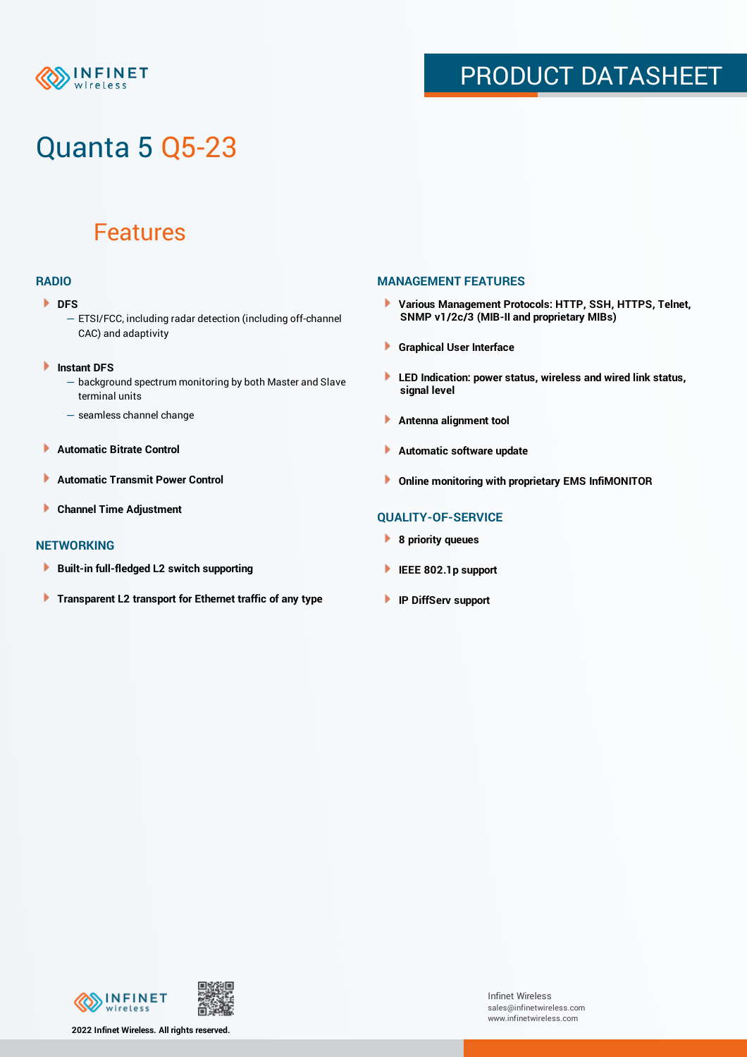# Quanta 5 Q5-23

## Features

### RADIO

- **DFS**
  - ETSI/FCC, including radar detection (including off-channel CAC) and adaptivity
- **Instant DFS**
  - background spectrum monitoring by both Master and Slave terminal units
  - seamless channel change
- **Automatic Bitrate Control**
- **Automatic Transmit Power Control**
- **Channel Time Adjustment**

### NETWORKING

- **Built-in full-fledged L2 switch supporting**
- **Transparent L2 transport for Ethernet traffic of any type**

### MANAGEMENT FEATURES

- **Various Management Protocols: HTTP, SSH, HTTPS, Telnet, SNMP v1/2c/3 (MIB-II and proprietary MIBs)**
- **Graphical User Interface**
- **LED Indication: power status, wireless and wired link status, signal level**
- **Antenna alignment tool**
- **Automatic software update**
- **Online monitoring with proprietary EMS InfiMONITOR**

### QUALITY-OF-SERVICE

- **8 priority queues**
- **IEEE 802.1p support**
- **IP DiffServ support**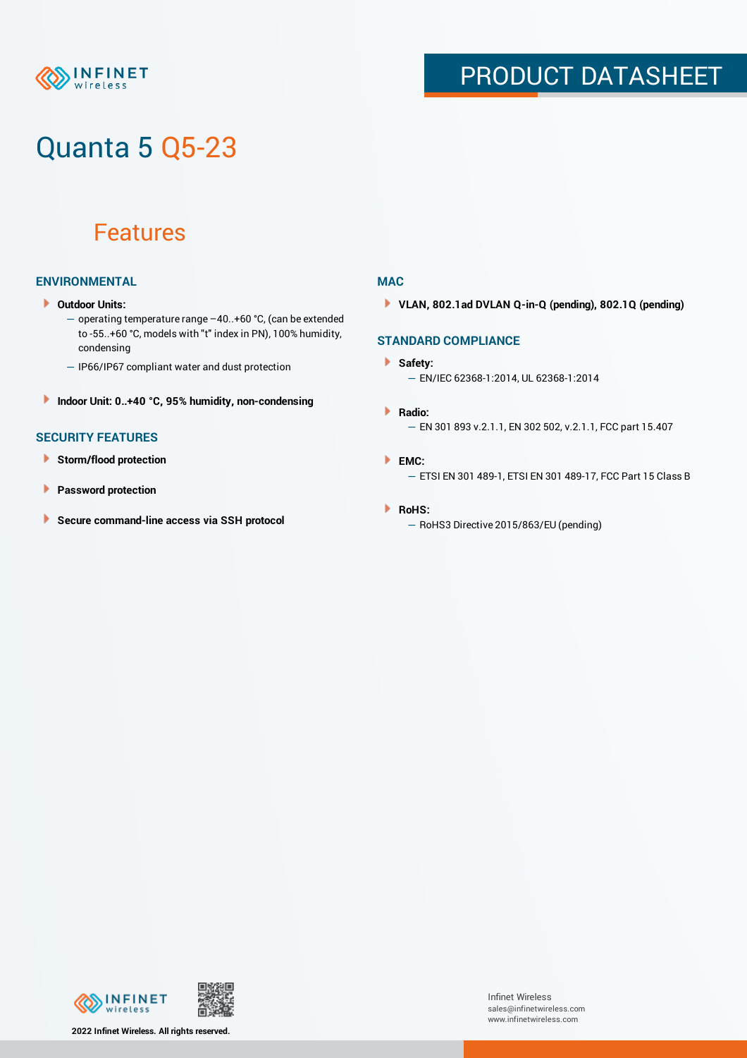# Quanta 5 Q5-23

## Features

### ENVIRONMENTAL

- **Outdoor Units:**
  - operating temperature range –40..+60 °C, (can be extended to -55..+60 °C, models with "t" index in PN), 100% humidity, condensing
  - IP66/IP67 compliant water and dust protection
- **Indoor Unit: 0..+40 °C, 95% humidity, non-condensing**

### SECURITY FEATURES

- **Storm/flood protection**
- **Password protection**
- **Secure command-line access via SSH protocol**

### MAC

- **VLAN, 802.1ad DVLAN Q-in-Q (pending), 802.1Q (pending)**

### STANDARD COMPLIANCE

- **Safety:**
  - EN/IEC 62368-1:2014, UL 62368-1:2014
- **Radio:**
  - EN 301 893 v.2.1.1, EN 302 502, v.2.1.1, FCC part 15.407
- **EMC:**
  - ETSI EN 301 489-1, ETSI EN 301 489-17, FCC Part 15 Class B
- **RoHS:**
  - RoHS3 Directive 2015/863/EU (pending)

2022 Infinet Wireless. All rights reserved.

Infinet Wireless
sales@infinetwireless.com
www.infinetwireless.com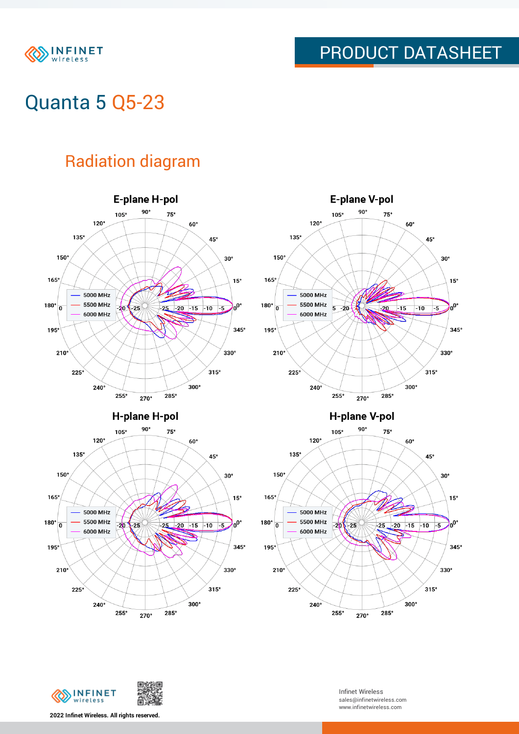# Quanta 5 Q5-23

## Radiation diagram

**E-plane H-pol**

90° 75° 60° 45° 30° 15° 0° 345° 330° 315° 300° 285° 270° 255° 240° 225° 210° 195° 180° 165° 150° 135° 120° 105°

0 -20 -25 -25 -20 -15 -10 -5 0

5000 MHz
5500 MHz
6000 MHz

**E-plane V-pol**

90° 75° 60° 45° 30° 15° 0° 345° 330° 315° 300° 285° 270° 255° 240° 225° 210° 195° 180° 165° 150° 135° 120° 105°

0 5 -20 -20 -15 -10 -5 0

5000 MHz
5500 MHz
6000 MHz

**H-plane H-pol**

90° 75° 60° 45° 30° 15° 0° 345° 330° 315° 300° 285° 270° 255° 240° 225° 210° 195° 180° 165° 150° 135° 120° 105°

0 -20 -25 -25 -20 -15 -10 -5 0

5000 MHz
5500 MHz
6000 MHz

**H-plane V-pol**

90° 75° 60° 45° 30° 15° 0° 345° 330° 315° 300° 285° 270° 255° 240° 225° 210° 195° 180° 165° 150° 135° 120° 105°

0 -20 -25 -25 -20 -15 -10 -5 0

5000 MHz
5500 MHz
6000 MHz

2022 Infinet Wireless. All rights reserved.

Infinet Wireless
sales@infinetwireless.com
www.infinetwireless.com